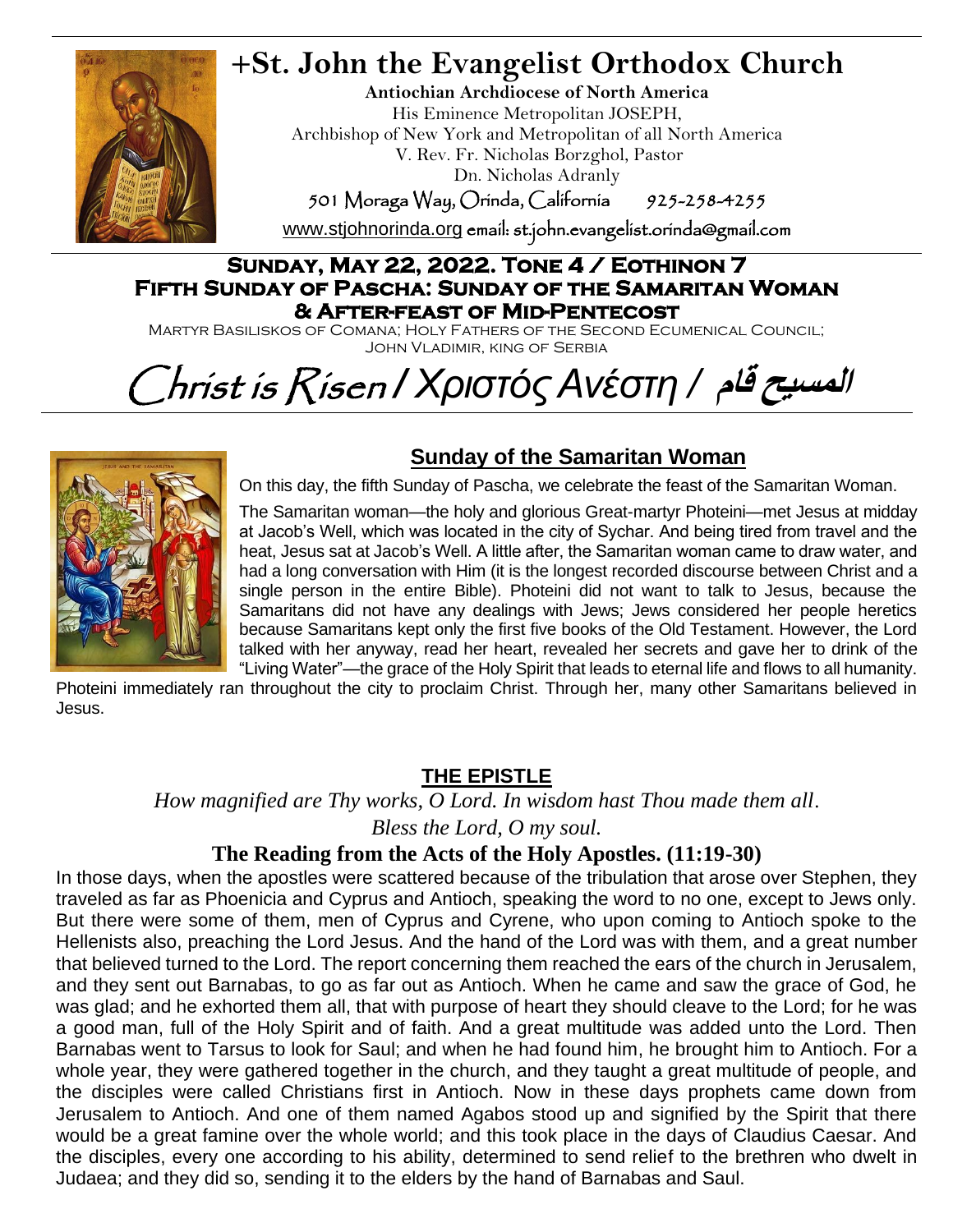# +St. John the Evangelist Orthodox Church

**Antiochian Archdiocese of North America**

His Eminence Metropolitan JOSEPH,
Archbishop of New York and Metropolitan of all North America
V. Rev. Fr. Nicholas Borzghol, Pastor
Dn. Nicholas Adranly

501 Moraga Way, Orinda, California 925-258-4255

www.stjohnorinda.org email: st.john.evangelist.orinda@gmail.com

## Sunday, May 22, 2022. Tone 4 / Eothinon 7
## Fifth Sunday of Pascha: Sunday of the Samaritan Woman & After-feast of Mid-Pentecost

Martyr Basiliskos of Comana; Holy Fathers of the Second Ecumenical Council; John Vladimir, king of Serbia

# Christ is Risen / Χριστός Ανέστη / المسيح قام

## Sunday of the Samaritan Woman

On this day, the fifth Sunday of Pascha, we celebrate the feast of the Samaritan Woman.

The Samaritan woman—the holy and glorious Great-martyr Photeini—met Jesus at midday at Jacob's Well, which was located in the city of Sychar. And being tired from travel and the heat, Jesus sat at Jacob's Well. A little after, the Samaritan woman came to draw water, and had a long conversation with Him (it is the longest recorded discourse between Christ and a single person in the entire Bible). Photeini did not want to talk to Jesus, because the Samaritans did not have any dealings with Jews; Jews considered her people heretics because Samaritans kept only the first five books of the Old Testament. However, the Lord talked with her anyway, read her heart, revealed her secrets and gave her to drink of the "Living Water"—the grace of the Holy Spirit that leads to eternal life and flows to all humanity. Photeini immediately ran throughout the city to proclaim Christ. Through her, many other Samaritans believed in Jesus.

## THE EPISTLE

*How magnified are Thy works, O Lord. In wisdom hast Thou made them all.*

*Bless the Lord, O my soul.*

### The Reading from the Acts of the Holy Apostles. (11:19-30)

In those days, when the apostles were scattered because of the tribulation that arose over Stephen, they traveled as far as Phoenicia and Cyprus and Antioch, speaking the word to no one, except to Jews only. But there were some of them, men of Cyprus and Cyrene, who upon coming to Antioch spoke to the Hellenists also, preaching the Lord Jesus. And the hand of the Lord was with them, and a great number that believed turned to the Lord. The report concerning them reached the ears of the church in Jerusalem, and they sent out Barnabas, to go as far out as Antioch. When he came and saw the grace of God, he was glad; and he exhorted them all, that with purpose of heart they should cleave to the Lord; for he was a good man, full of the Holy Spirit and of faith. And a great multitude was added unto the Lord. Then Barnabas went to Tarsus to look for Saul; and when he had found him, he brought him to Antioch. For a whole year, they were gathered together in the church, and they taught a great multitude of people, and the disciples were called Christians first in Antioch. Now in these days prophets came down from Jerusalem to Antioch. And one of them named Agabos stood up and signified by the Spirit that there would be a great famine over the whole world; and this took place in the days of Claudius Caesar. And the disciples, every one according to his ability, determined to send relief to the brethren who dwelt in Judaea; and they did so, sending it to the elders by the hand of Barnabas and Saul.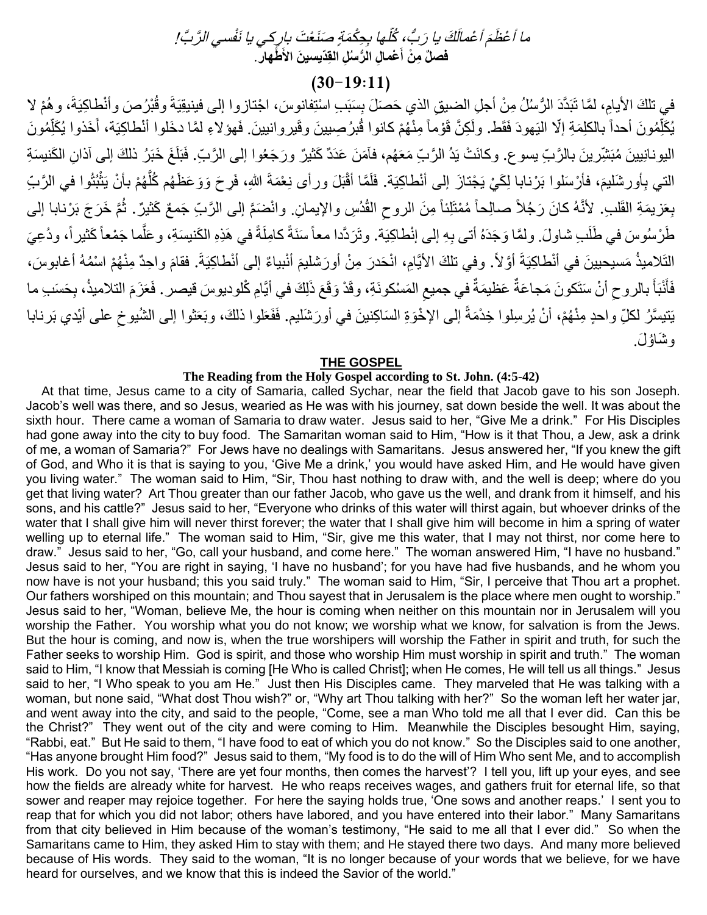*ما أعْظَمَ أعْمالَكَ يا رَبُّ، كُلّها بِحِكْمَةٍ صَنَعْتَ باركي يا نَفْسي الرَّبَّ!*

**فصلٌ مِنْ أعْمالِ الرُّسُلِ القِدّيسينَ الأطْهار.**

**(11:19–30)**

في تلكَ الأيامِ، لمّا تَبَدَّدَ الرُّسُلُ مِنْ أجلِ الضيقِ الذي حَصَلَ بِسَبَبِ اسْتِفانوسَ، اجْتازوا إلى فينيقِيَةَ وقُبْرُصَ وأنْطاكِيَةَ، وهُمْ لا يُكَلِّمُونَ أحداً بالكلِمَةِ إلّا اليَهودَ فَقَط. ولَكِنَّ قَوْماً مِنْهُمْ كانوا قُبرُصِيينَ وقيروانيين. فَهؤلاءِ لمَّا دخَلوا أنْطاكِيَة، أخَذوا يُكَلِّمُونَ اليونانِيينَ مُبَشِّرينَ بالرَّبِّ يسوع. وكانَتْ يَدُ الرَّبِّ مَعَهُم، فآمَنَ عَدَدٌ كَثيرٌ ورَجَعُوا إلى الرَّبِّ. فَبَلَغَ خَبَرُ ذلكَ إلى آذانِ الكَنيسَةِ التي بأورشَليمَ، فأرْسَلوا بَرْنابا لِكَيْ يَجْتازَ إلى أنْطاكِيَة. فَلَمَّا أقْبَلَ ورأى نِعْمَةَ اللهِ، فَرِحَ وَوَعَظَهُم كُلَّهُمْ بأنْ يَثْبُتُوا في الرَّبِّ بِعَزيمَةِ القَلبِ. لأنَّهُ كانَ رَجُلاً صالِحاً مُمْتَلِئاً مِنَ الروحِ القُدُسِ والإيمانِ. وانْضَمَّ إلى الرَّبِّ جَمعٌ كَثيرٌ. ثُمَّ خَرَجَ بَرْنابا إلى طَرْسُوسَ في طَلَبِ شاولَ. ولمّا وَجَدَهُ أتى بِهِ إلى إنْطاكِيَة. وتَرَدَّدا معاً سَنَةً كامِلَةً في هَذِهِ الكَنيسَةِ، وعَلَّما جَمْعاً كَثيراً، ودُعِيَ التَلاميذُ مَسيحيينَ في أنْطاكِيَةَ أوَّلاً. وفي تلكَ الأيَّامِ، انْحَدرَ مِنْ أورَشليمَ أنْبياءُ إلى أنْطاكِيَةَ. فقامَ واحِدٌ مِنْهُمْ اسْمُهُ أغابوسَ، فَأَنْبَأ بالروحِ أنْ سَتَكونَ مَجاعَةٌ عَظيمَةٌ في جميعِ المَسْكونَةِ، وقَدْ وَقَعَ ذَلِكَ في أيَّامِ كْلوديوسَ قيصر. فَعَزَمَ التلاميذُ، بِحَسَبِ ما يَتيسَّرُ لكلِّ واحدٍ مِنْهُمْ، أنْ يُرسِلوا خِدْمَةً إلى الإخْوَةِ السَاكِنينَ في أورَشَليم. فَفَعَلوا ذلكَ، وبَعَثوا إلى الشُيوخِ على أيْدي بَرنابا وشَاوُلَ.

## THE GOSPEL

**The Reading from the Holy Gospel according to St. John. (4:5-42)**

At that time, Jesus came to a city of Samaria, called Sychar, near the field that Jacob gave to his son Joseph. Jacob's well was there, and so Jesus, wearied as He was with his journey, sat down beside the well. It was about the sixth hour. There came a woman of Samaria to draw water. Jesus said to her, "Give Me a drink." For His Disciples had gone away into the city to buy food. The Samaritan woman said to Him, "How is it that Thou, a Jew, ask a drink of me, a woman of Samaria?" For Jews have no dealings with Samaritans. Jesus answered her, "If you knew the gift of God, and Who it is that is saying to you, 'Give Me a drink,' you would have asked Him, and He would have given you living water." The woman said to Him, "Sir, Thou hast nothing to draw with, and the well is deep; where do you get that living water? Art Thou greater than our father Jacob, who gave us the well, and drank from it himself, and his sons, and his cattle?" Jesus said to her, "Everyone who drinks of this water will thirst again, but whoever drinks of the water that I shall give him will never thirst forever; the water that I shall give him will become in him a spring of water welling up to eternal life." The woman said to Him, "Sir, give me this water, that I may not thirst, nor come here to draw." Jesus said to her, "Go, call your husband, and come here." The woman answered Him, "I have no husband." Jesus said to her, "You are right in saying, 'I have no husband'; for you have had five husbands, and he whom you now have is not your husband; this you said truly." The woman said to Him, "Sir, I perceive that Thou art a prophet. Our fathers worshiped on this mountain; and Thou sayest that in Jerusalem is the place where men ought to worship." Jesus said to her, "Woman, believe Me, the hour is coming when neither on this mountain nor in Jerusalem will you worship the Father. You worship what you do not know; we worship what we know, for salvation is from the Jews. But the hour is coming, and now is, when the true worshipers will worship the Father in spirit and truth, for such the Father seeks to worship Him. God is spirit, and those who worship Him must worship in spirit and truth." The woman said to Him, "I know that Messiah is coming [He Who is called Christ]; when He comes, He will tell us all things." Jesus said to her, "I Who speak to you am He." Just then His Disciples came. They marveled that He was talking with a woman, but none said, "What dost Thou wish?" or, "Why art Thou talking with her?" So the woman left her water jar, and went away into the city, and said to the people, "Come, see a man Who told me all that I ever did. Can this be the Christ?" They went out of the city and were coming to Him. Meanwhile the Disciples besought Him, saying, "Rabbi, eat." But He said to them, "I have food to eat of which you do not know." So the Disciples said to one another, "Has anyone brought Him food?" Jesus said to them, "My food is to do the will of Him Who sent Me, and to accomplish His work. Do you not say, 'There are yet four months, then comes the harvest'? I tell you, lift up your eyes, and see how the fields are already white for harvest. He who reaps receives wages, and gathers fruit for eternal life, so that sower and reaper may rejoice together. For here the saying holds true, 'One sows and another reaps.' I sent you to reap that for which you did not labor; others have labored, and you have entered into their labor." Many Samaritans from that city believed in Him because of the woman's testimony, "He said to me all that I ever did." So when the Samaritans came to Him, they asked Him to stay with them; and He stayed there two days. And many more believed because of His words. They said to the woman, "It is no longer because of your words that we believe, for we have heard for ourselves, and we know that this is indeed the Savior of the world."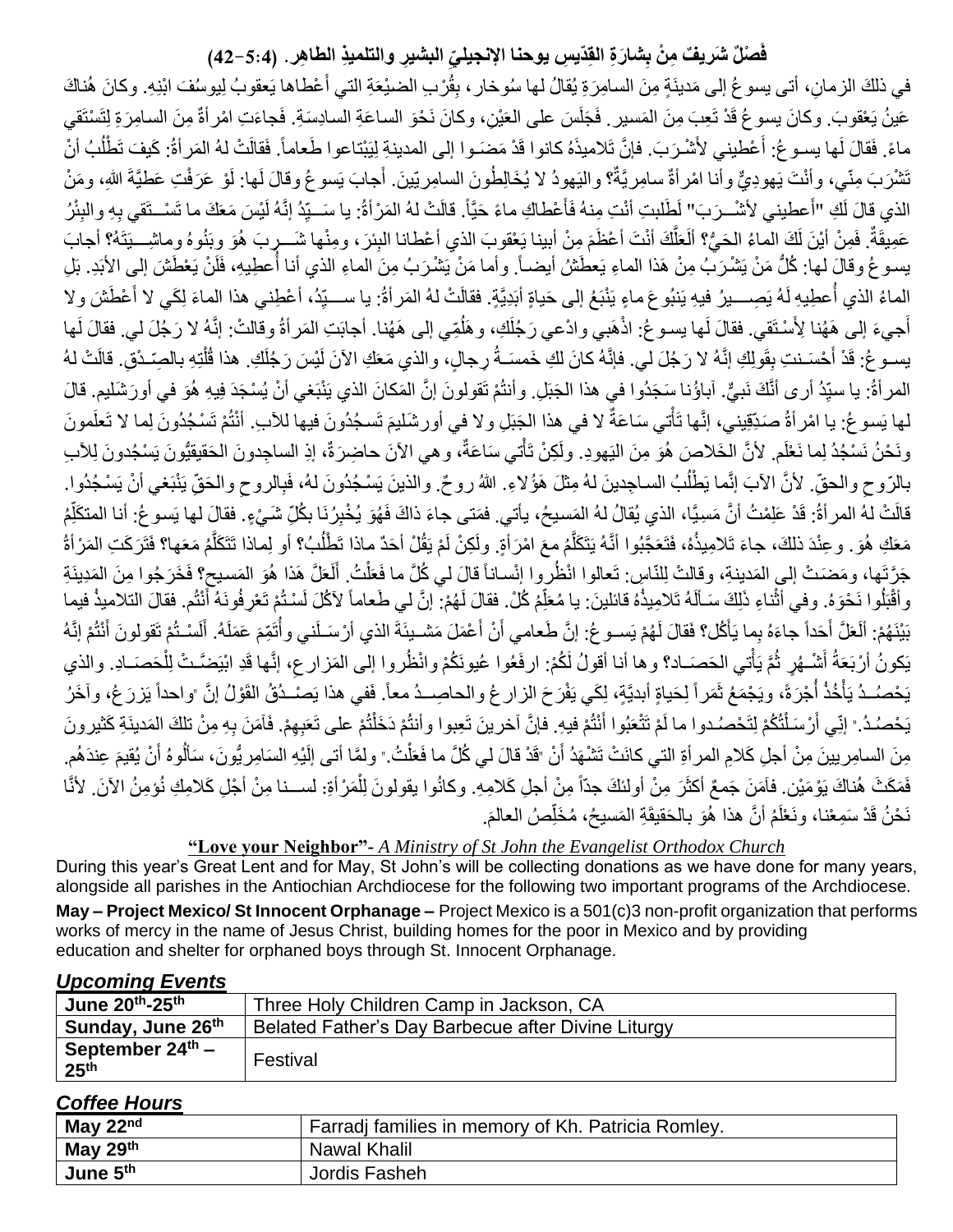## فَصْلٌ شَريفٌ مِنْ بِشارَةِ القِدّيسِ يوحنا الإنجيليِّ البشيرِ والتلميذِ الطاهِر. (4:5-42)

في ذلكَ الزمانِ، أتى يسوعُ إلى مَدينَةٍ مِنَ السامِرَةِ يُقالُ لها سُوخار، بِقُرْبِ الضيْعَةِ التي أَعْطاها يَعقوبُ لِيوسُفَ ابْنِهِ. وكانَ هُناكَ عَينُ يَعْقوبَ. وكانَ يسوعُ قَدْ تَعِبَ مِنَ المَسيرِ. فَجَلَسَ على العَيْنِ، وكانَ نَحْوَ الساعةِ السادِسَةِ. فَجاءَتِ امْرأةٌ مِنَ السامِرَةِ لِتَسْتَقي ماءً. فَقالَ لَها يسوعُ: أَعْطيني لأَشْرَبَ. فإنَّ تَلاميذَهُ كانوا قَدْ مَضَوا إلى المدينةِ لِيَبْتاعوا طَعاماً. فَقالَتْ لهُ المَرأةُ: كَيفَ تَطْلُبُ أنْ تَشْرَبَ مِنّي، وأنْتَ يَهوديٌّ وأنا امْرأةٌ سامِريَّةٌ؟ واليَهودُ لا يُخالِطُونَ السامِريّينَ. أَجابَ يَسوعُ وقالَ لَها: لَوْ عَرَفْتِ عَطيَّةَ اللهِ، وَمَنْ الذي قالَ لَكِ "أَعطيني لأشْرَبَ" لَطَلَبتِ أنْتِ مِنهُ فَأَعْطاكِ ماءً حَيّاً. قالَتْ لهُ المَرأةُ: يا سَيِّدُ إنَّهُ لَيْسَ مَعَكَ ما تَسْتَقي بِهِ والبِئْرُ عَميقَةٌ. فَمِنْ أيْنَ لَكَ الماءُ الحَيُّ؟ أَلَعَلَّكَ أنْتَ أَعْظَمُ مِنْ أبينا يَعْقوبَ الذي أَعْطانا البِئرَ، ومِنْها شَرِبَ هُوَ وبَنُوهُ وماشِيَتُهُ؟ أجابَ يسوعُ وقالَ لها: كُلُّ مَنْ يَشْرَبُ مِنْ هَذا الماءِ يَعطَشُ أيضاً. وأما مَنْ يَشْرَبُ مِنَ الماءِ الذي أنا أُعطيهِ، فَلَنْ يَعْطَشَ إلى الأبَدِ. بَلِ الماءُ الذي أُعطيهِ لَهُ يَصيرُ فيهِ يَنبُوعَ ماءٍ يَنْبَعُ إلى حَياةٍ أَبَدِيَّةٍ. فقالَتْ لهُ المَرأةُ: يا سيِّدُ، أَعْطِني هذا الماءَ لِكَي لا أَعْطَشَ ولا أَجيءَ إلى هَهُنا لأَسْتَقي. فقالَ لَها يسوعُ: اذْهَبي وادْعي رَجُلَكِ، وهَلُمّي إلى هَهُنا. أجابَتِ المَرأةُ وقالتْ: إنَّهُ لا رَجُلَ لي. فقالَ لَها يسوعُ: قَدْ أَحْسَنتِ بِقَولِكِ إنَّهُ لا رَجُلَ لي. فإنَّهُ كانَ لكِ خَمسَةُ رِجالٍ، والذي مَعَكِ الآنَ لَيْسَ رَجُلَكِ. هذا قُلْتِهِ بالصِّدْقِ. قالَتْ لهُ المرأةُ: يا سيّدُ أرى أنَّكَ نَبيٌّ. آباؤُنا سَجَدُوا في هذا الجَبَلِ. وأنتُمْ تَقولونَ إنَّ المَكانَ الذي يَنْبَغي أنْ يُسْجَدَ فِيهِ هُوَ في أورَشَليمَ. قالَ لها يَسوعُ: يا امْرأةُ صَدِّقِيني، إنَّها تَأْتي سَاعَةٌ لا في هذا الجَبَلِ ولا في أورشَليمَ تَسجُدُونَ فيها للآبِ. أنْتُمْ تَسجُدُونَ لِما لا تَعلَمونَ ونَحْنُ نَسْجُدُ لِما نَعْلَمُ. لأنَّ الخَلاصَ هُوَ مِنَ اليَهودِ. ولَكِنْ تَأْتي سَاعَةٌ، وهي الآنَ حاضِرَةٌ، إذِ الساجِدونَ الحَقيقيُّونَ يَسْجُدونَ لِلآبِ بالرّوحِ والحقّ. لأنَّ الآبَ إنَّما يَطْلُبُ الساجِدينَ لهُ مِثْلَ هَؤُلاءِ. اللهُ روحٌ. والذينَ يَسْجُدُونَ لهُ، فَبِالروحِ والحَقِّ يَنْبَغي أنْ يَسْجُدُوا. قالَتْ لهُ المرأةُ: قَدْ عَلِمْتُ أنَّ مَسِيَّا، الذي يُقالُ لهُ المَسيحُ، يأتي. فمَتى جاءَ ذاكَ فَهُوَ يُخْبِرُنَا بكُلِّ شَيْءٍ. فقالَ لها يَسوعُ: أنا المتكَلِّمُ مَعَكِ هُوَ. وعِنْدَ ذلكَ، جاءَ تَلاميذُهُ، فَتَعَجَّبُوا أنَّهُ يَتَكَلَّمُ معَ امْرَأةٍ. ولَكِنْ لَمْ يَقُلْ أحَدٌ ماذا تَطْلُبُ؟ أو لِماذا تَتَكَلَّمُ مَعَها؟ فَتَرَكَتِ المَرْأةُ جَرَّتَها، ومَضَتْ إلى المَدينةِ، وقالتْ لِلنّاسِ: تَعالوا انْظُروا إنْساناً قالَ لي كُلَّ ما فَعَلْتُ. أَلَعَلَّ هَذا هُوَ المَسيح؟ فَخَرَجُوا مِنَ المَدينَةِ وأَقْبَلُوا نَحْوَهُ. وفي أَثْناءِ ذَلِكَ سَأَلَهُ تَلاميذُهُ قائلينَ: يا مُعَلِّمُ كُلْ. فقالَ لَهُمْ: إنَّ لي طَعاماً لآكُلَ لَسْتُمْ تَعْرِفُونَهُ أنْتُم. فقالَ التلاميذُ فيما بَيْنَهُمْ: أَلَعَلَّ أَحَداً جاءَهُ بِما يَأْكُل؟ فَقالَ لَهُمْ يَسوعُ: إنَّ طَعامي أَنْ أَعْمَلَ مَشيئَةَ الذي أرْسَلَني وأُتَمِّمَ عَمَلَهُ. أَلَسْتُمْ تَقولونَ أنْتُمْ إنَّهُ يَكونُ أرْبَعَةُ أَشْهُرٍ ثُمَّ يَأْتي الحَصَاد؟ وها أنا أقولُ لَكُمْ: ارفَعُوا عُيونَكُمْ وانْظُروا إلى المَزارِعِ، إنَّها قَدِ ابْيَضَّتْ لِلْحَصَادِ. والذي يَحْصُدُ يَأْخُذُ أُجْرَةً، ويَجْمَعُ ثَمَراً لِحَياةٍ أبديَّةٍ، لِكَي يَفْرَحَ الزارعُ والحاصِدُ معاً. فَفي هذا يَصْدُقُ القَوْلُ إنَّ "واحداً يَزرَعُ، وآخَرُ يَحْصُدُ." إنّي أرْسَلْتُكُمْ لِتَحْصُدوا ما لَمْ تَتْعَبُوا أنْتُمْ فيهِ. فإنَّ آخرينَ تَعِبوا وأنتُمْ دَخَلْتُمْ على تَعَبِهِمْ. فَآمَنَ بِهِ مِنْ تلكَ المَدينَةِ كَثيرونَ مِنَ السامِريينَ مِنْ أجلِ كَلامِ المرأةِ التي كانَتْ تَشْهَدُ أنْ "قَدْ قالَ لي كُلَّ ما فَعَلْتُ." ولَمّا أتى إلَيْهِ السَامِريُّونَ، سَأَلوهُ أنْ يُقيمَ عِندَهُم. فَمَكَثَ هُناكَ يَوْمَيْن. فَآمَنَ جَمعٌ أكثَرُ مِنْ أولئكَ جِداً مِنْ أجلِ كَلامِهِ. وكانُوا يقولونَ لِلْمَرْأةِ: لسنا مِنْ أجْلِ كَلامِكِ نُؤمِنُ الآنَ. لأنَّا نَحْنُ قَدْ سَمِعْنا، ونَعْلَمُ أنَّ هذا هُوَ بالحَقيقَةِ المَسيحُ، مُخَلِّصُ العالَمِ.

**"Love your Neighbor"**- *A Ministry of St John the Evangelist Orthodox Church*

During this year's Great Lent and for May, St John's will be collecting donations as we have done for many years, alongside all parishes in the Antiochian Archdiocese for the following two important programs of the Archdiocese.

**May – Project Mexico/ St Innocent Orphanage –** Project Mexico is a 501(c)3 non-profit organization that performs works of mercy in the name of Jesus Christ, building homes for the poor in Mexico and by providing education and shelter for orphaned boys through St. Innocent Orphanage.

## *Upcoming Events*

| | |
|---|---|
| **June 20th-25th** | Three Holy Children Camp in Jackson, CA |
| **Sunday, June 26th** | Belated Father's Day Barbecue after Divine Liturgy |
| **September 24th – 25th** | Festival |

## *Coffee Hours*

| | |
|---|---|
| **May 22nd** | Farradj families in memory of Kh. Patricia Romley. |
| **May 29th** | Nawal Khalil |
| **June 5th** | Jordis Fasheh |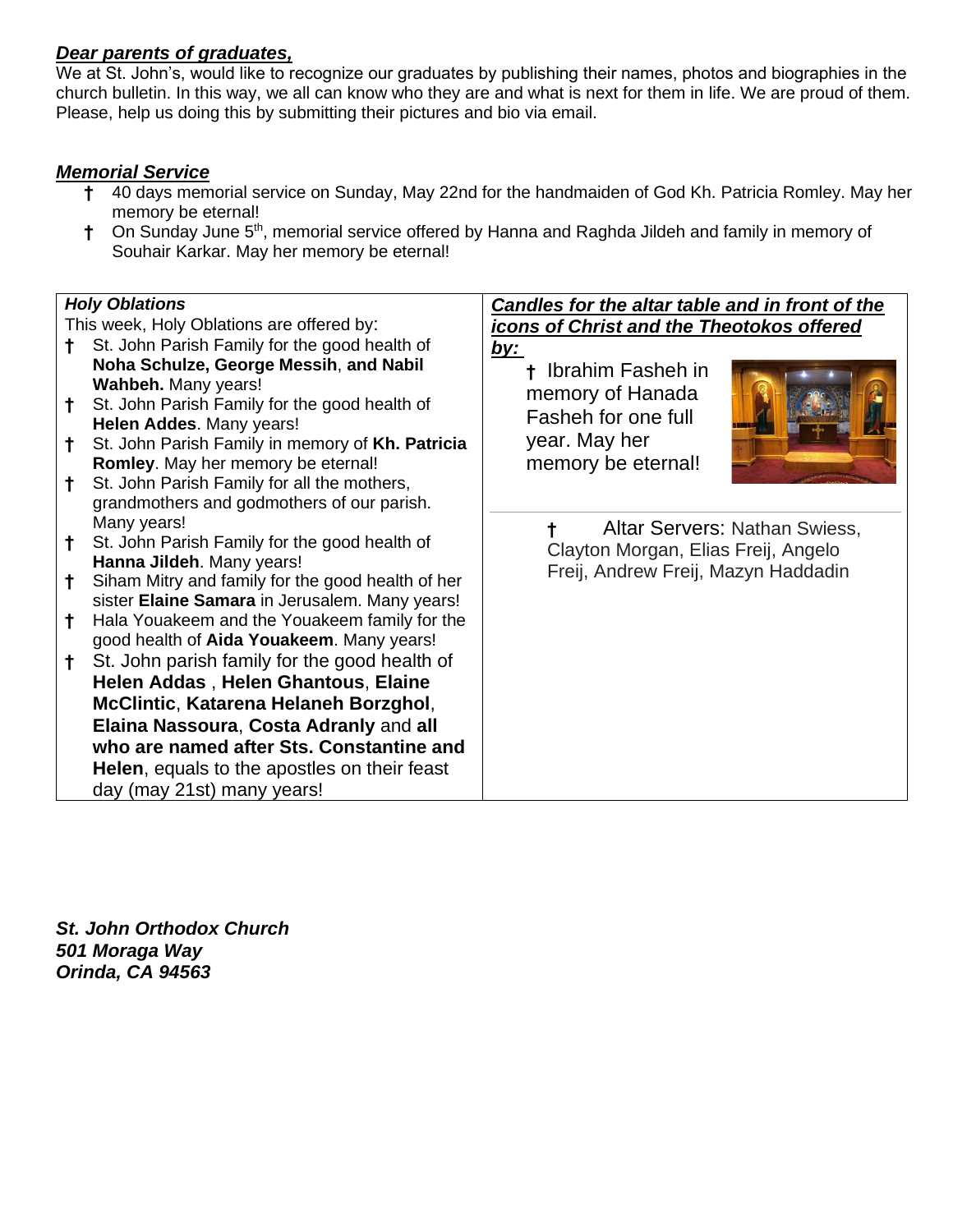***Dear parents of graduates,***

We at St. John's, would like to recognize our graduates by publishing their names, photos and biographies in the church bulletin. In this way, we all can know who they are and what is next for them in life. We are proud of them. Please, help us doing this by submitting their pictures and bio via email.

***Memorial Service***

- † 40 days memorial service on Sunday, May 22nd for the handmaiden of God Kh. Patricia Romley. May her memory be eternal!
- † On Sunday June 5th, memorial service offered by Hanna and Raghda Jildeh and family in memory of Souhair Karkar. May her memory be eternal!

***Holy Oblations***

This week, Holy Oblations are offered by:

- † St. John Parish Family for the good health of **Noha Schulze, George Messih**, **and Nabil Wahbeh.** Many years!
- † St. John Parish Family for the good health of **Helen Addes**. Many years!
- † St. John Parish Family in memory of **Kh. Patricia Romley**. May her memory be eternal!
- † St. John Parish Family for all the mothers, grandmothers and godmothers of our parish. Many years!
- † St. John Parish Family for the good health of **Hanna Jildeh**. Many years!
- † Siham Mitry and family for the good health of her sister **Elaine Samara** in Jerusalem. Many years!
- † Hala Youakeem and the Youakeem family for the good health of **Aida Youakeem**. Many years!
- † St. John parish family for the good health of **Helen Addas** , **Helen Ghantous**, **Elaine McClintic**, **Katarena Helaneh Borzghol**, **Elaina Nassoura**, **Costa Adranly** and **all who are named after Sts. Constantine and Helen**, equals to the apostles on their feast day (may 21st) many years!

***Candles for the altar table and in front of the icons of Christ and the Theotokos offered by:***

- † Ibrahim Fasheh in memory of Hanada Fasheh for one full year. May her memory be eternal!

- † Altar Servers: Nathan Swiess, Clayton Morgan, Elias Freij, Angelo Freij, Andrew Freij, Mazyn Haddadin

***St. John Orthodox Church***
***501 Moraga Way***
***Orinda, CA 94563***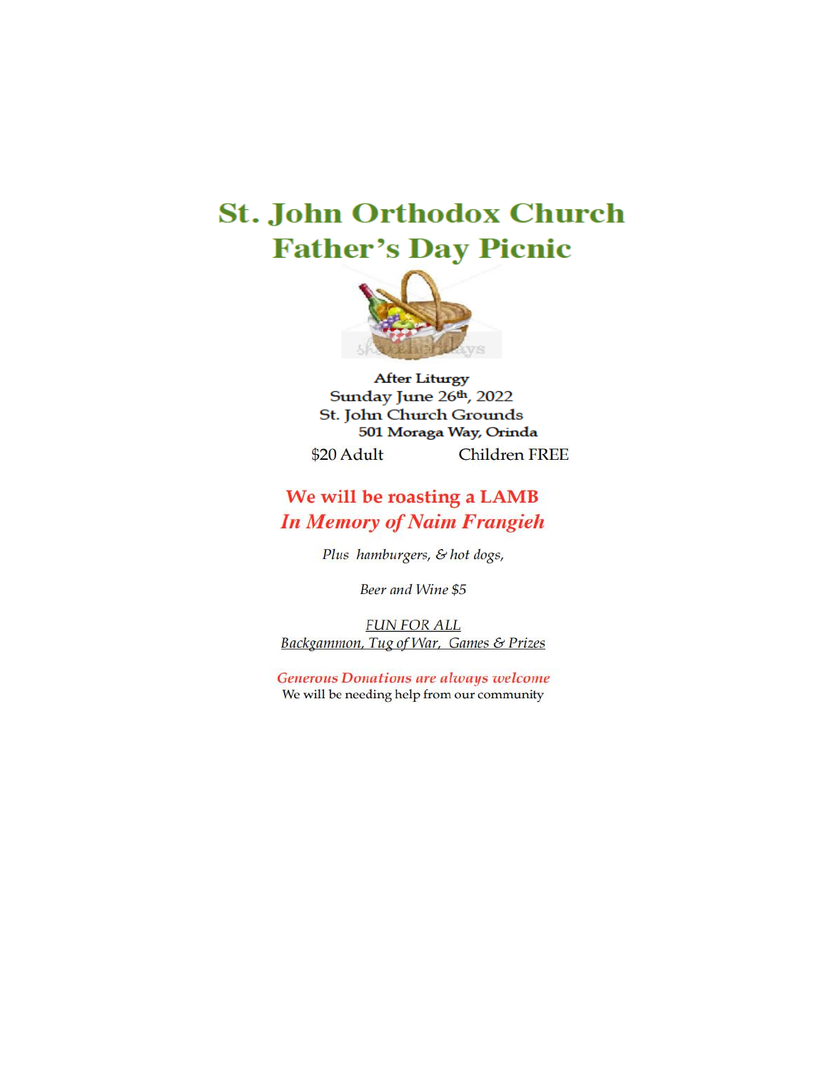# St. John Orthodox Church
# Father's Day Picnic

**After Liturgy**
Sunday June 26th, 2022
St. John Church Grounds
**501 Moraga Way, Orinda**

$20 Adult Children FREE

**We will be roasting a LAMB**
***In Memory of Naim Frangieh***

*Plus hamburgers, & hot dogs,*

*Beer and Wine $5*

*FUN FOR ALL*
*Backgammon, Tug of War, Games & Prizes*

*Generous Donations are always welcome*
We will be needing help from our community